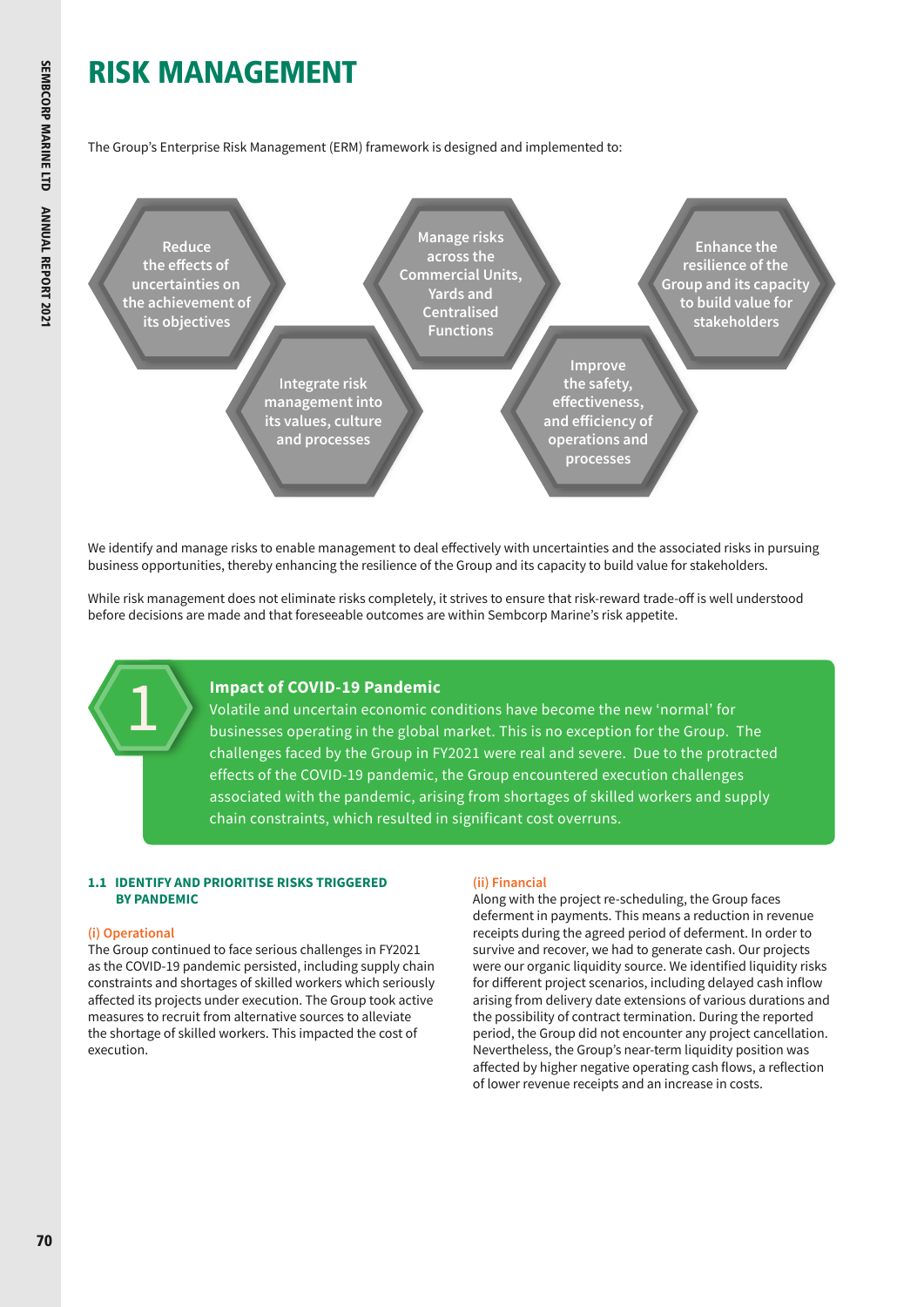# RISK MANAGEMENT

The Group's Enterprise Risk Management (ERM) framework is designed and implemented to:

- Reduce the effects of uncertainties on the achievement of its objectives
- Integrate risk management into its values, culture and processes
- Manage risks across the Commercial Units, Yards and Centralised Functions
- Improve the safety, effectiveness, and efficiency of operations and processes
- Enhance the resilience of the Group and its capacity to build value for stakeholders

We identify and manage risks to enable management to deal effectively with uncertainties and the associated risks in pursuing business opportunities, thereby enhancing the resilience of the Group and its capacity to build value for stakeholders.

While risk management does not eliminate risks completely, it strives to ensure that risk-reward trade-off is well understood before decisions are made and that foreseeable outcomes are within Sembcorp Marine's risk appetite.

## 1 Impact of COVID-19 Pandemic

Volatile and uncertain economic conditions have become the new 'normal' for businesses operating in the global market. This is no exception for the Group. The challenges faced by the Group in FY2021 were real and severe. Due to the protracted effects of the COVID-19 pandemic, the Group encountered execution challenges associated with the pandemic, arising from shortages of skilled workers and supply chain constraints, which resulted in significant cost overruns.

### 1.1 IDENTIFY AND PRIORITISE RISKS TRIGGERED BY PANDEMIC

**(i) Operational**

The Group continued to face serious challenges in FY2021 as the COVID-19 pandemic persisted, including supply chain constraints and shortages of skilled workers which seriously affected its projects under execution. The Group took active measures to recruit from alternative sources to alleviate the shortage of skilled workers. This impacted the cost of execution.

**(ii) Financial**

Along with the project re-scheduling, the Group faces deferment in payments. This means a reduction in revenue receipts during the agreed period of deferment. In order to survive and recover, we had to generate cash. Our projects were our organic liquidity source. We identified liquidity risks for different project scenarios, including delayed cash inflow arising from delivery date extensions of various durations and the possibility of contract termination. During the reported period, the Group did not encounter any project cancellation. Nevertheless, the Group's near-term liquidity position was affected by higher negative operating cash flows, a reflection of lower revenue receipts and an increase in costs.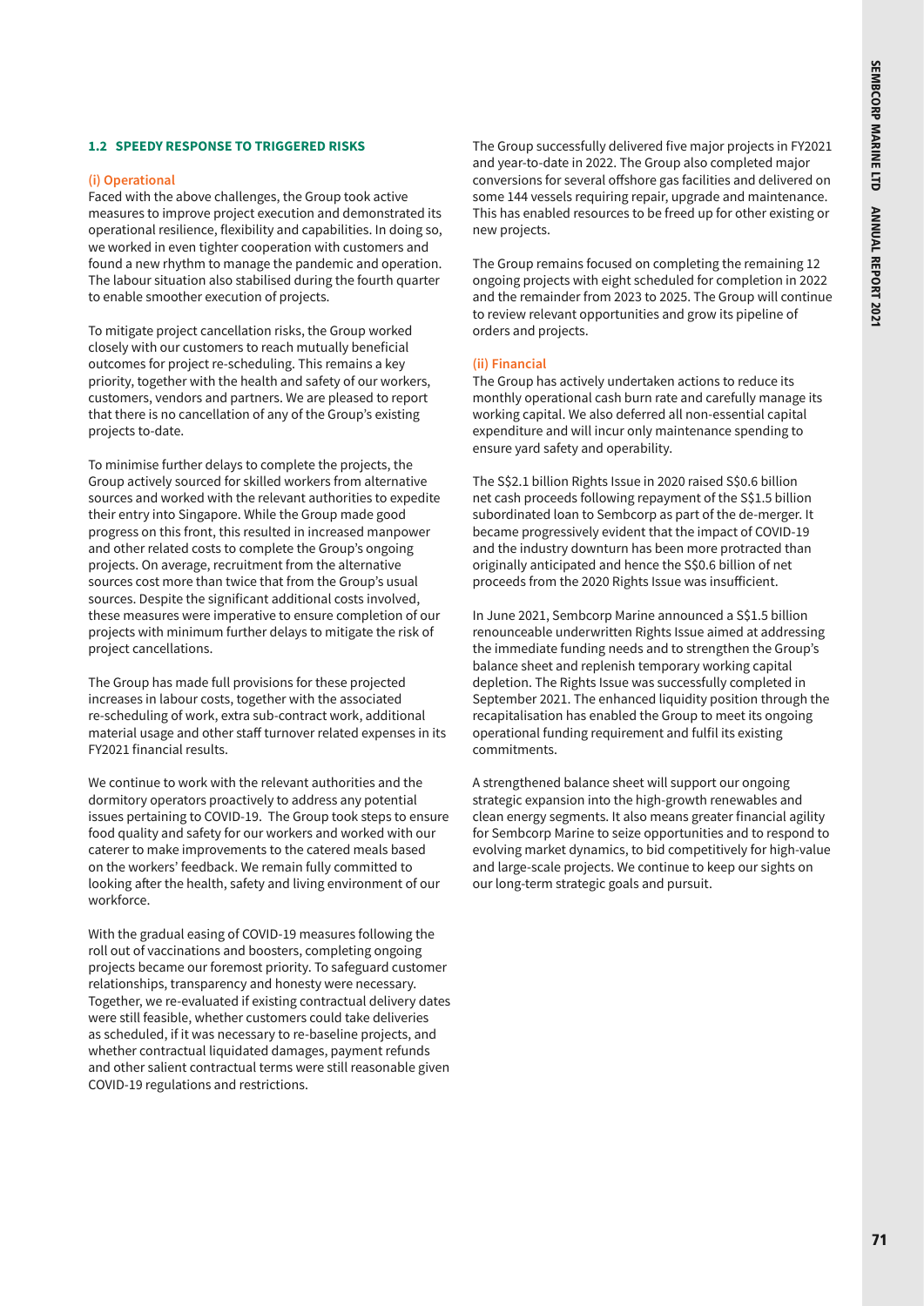### 1.2 SPEEDY RESPONSE TO TRIGGERED RISKS

#### (i) Operational

Faced with the above challenges, the Group took active measures to improve project execution and demonstrated its operational resilience, flexibility and capabilities. In doing so, we worked in even tighter cooperation with customers and found a new rhythm to manage the pandemic and operation. The labour situation also stabilised during the fourth quarter to enable smoother execution of projects.

To mitigate project cancellation risks, the Group worked closely with our customers to reach mutually beneficial outcomes for project re-scheduling. This remains a key priority, together with the health and safety of our workers, customers, vendors and partners. We are pleased to report that there is no cancellation of any of the Group's existing projects to-date.

To minimise further delays to complete the projects, the Group actively sourced for skilled workers from alternative sources and worked with the relevant authorities to expedite their entry into Singapore. While the Group made good progress on this front, this resulted in increased manpower and other related costs to complete the Group's ongoing projects. On average, recruitment from the alternative sources cost more than twice that from the Group's usual sources. Despite the significant additional costs involved, these measures were imperative to ensure completion of our projects with minimum further delays to mitigate the risk of project cancellations.

The Group has made full provisions for these projected increases in labour costs, together with the associated re-scheduling of work, extra sub-contract work, additional material usage and other staff turnover related expenses in its FY2021 financial results.

We continue to work with the relevant authorities and the dormitory operators proactively to address any potential issues pertaining to COVID-19. The Group took steps to ensure food quality and safety for our workers and worked with our caterer to make improvements to the catered meals based on the workers' feedback. We remain fully committed to looking after the health, safety and living environment of our workforce.

With the gradual easing of COVID-19 measures following the roll out of vaccinations and boosters, completing ongoing projects became our foremost priority. To safeguard customer relationships, transparency and honesty were necessary. Together, we re-evaluated if existing contractual delivery dates were still feasible, whether customers could take deliveries as scheduled, if it was necessary to re-baseline projects, and whether contractual liquidated damages, payment refunds and other salient contractual terms were still reasonable given COVID-19 regulations and restrictions.

The Group successfully delivered five major projects in FY2021 and year-to-date in 2022. The Group also completed major conversions for several offshore gas facilities and delivered on some 144 vessels requiring repair, upgrade and maintenance. This has enabled resources to be freed up for other existing or new projects.

The Group remains focused on completing the remaining 12 ongoing projects with eight scheduled for completion in 2022 and the remainder from 2023 to 2025. The Group will continue to review relevant opportunities and grow its pipeline of orders and projects.

#### (ii) Financial

The Group has actively undertaken actions to reduce its monthly operational cash burn rate and carefully manage its working capital. We also deferred all non-essential capital expenditure and will incur only maintenance spending to ensure yard safety and operability.

The S$2.1 billion Rights Issue in 2020 raised S$0.6 billion net cash proceeds following repayment of the S$1.5 billion subordinated loan to Sembcorp as part of the de-merger. It became progressively evident that the impact of COVID-19 and the industry downturn has been more protracted than originally anticipated and hence the S$0.6 billion of net proceeds from the 2020 Rights Issue was insufficient.

In June 2021, Sembcorp Marine announced a S$1.5 billion renounceable underwritten Rights Issue aimed at addressing the immediate funding needs and to strengthen the Group's balance sheet and replenish temporary working capital depletion. The Rights Issue was successfully completed in September 2021. The enhanced liquidity position through the recapitalisation has enabled the Group to meet its ongoing operational funding requirement and fulfil its existing commitments.

A strengthened balance sheet will support our ongoing strategic expansion into the high-growth renewables and clean energy segments. It also means greater financial agility for Sembcorp Marine to seize opportunities and to respond to evolving market dynamics, to bid competitively for high-value and large-scale projects. We continue to keep our sights on our long-term strategic goals and pursuit.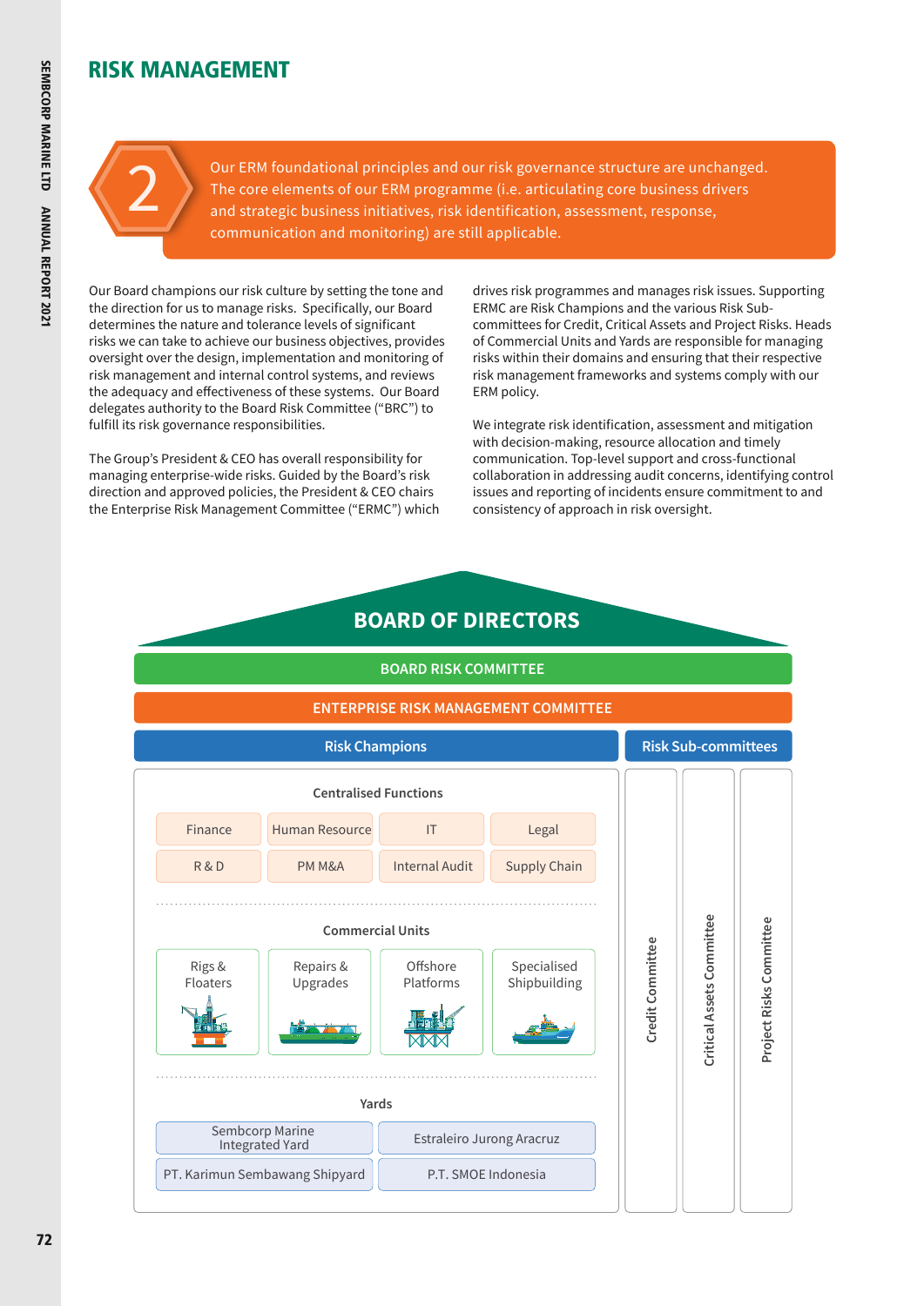# RISK MANAGEMENT

**2** Our ERM foundational principles and our risk governance structure are unchanged. The core elements of our ERM programme (i.e. articulating core business drivers and strategic business initiatives, risk identification, assessment, response, communication and monitoring) are still applicable.

Our Board champions our risk culture by setting the tone and the direction for us to manage risks. Specifically, our Board determines the nature and tolerance levels of significant risks we can take to achieve our business objectives, provides oversight over the design, implementation and monitoring of risk management and internal control systems, and reviews the adequacy and effectiveness of these systems. Our Board delegates authority to the Board Risk Committee ("BRC") to fulfill its risk governance responsibilities.

The Group's President & CEO has overall responsibility for managing enterprise-wide risks. Guided by the Board's risk direction and approved policies, the President & CEO chairs the Enterprise Risk Management Committee ("ERMC") which drives risk programmes and manages risk issues. Supporting ERMC are Risk Champions and the various Risk Sub-committees for Credit, Critical Assets and Project Risks. Heads of Commercial Units and Yards are responsible for managing risks within their domains and ensuring that their respective risk management frameworks and systems comply with our ERM policy.

We integrate risk identification, assessment and mitigation with decision-making, resource allocation and timely communication. Top-level support and cross-functional collaboration in addressing audit concerns, identifying control issues and reporting of incidents ensure commitment to and consistency of approach in risk oversight.

**BOARD OF DIRECTORS**

**BOARD RISK COMMITTEE**

**ENTERPRISE RISK MANAGEMENT COMMITTEE**

**Risk Champions**

Centralised Functions

| Finance | Human Resource | IT | Legal |
|---|---|---|---|
| R & D | PM M&A | Internal Audit | Supply Chain |

Commercial Units

| Rigs & Floaters | Repairs & Upgrades | Offshore Platforms | Specialised Shipbuilding |
|---|---|---|---|

Yards

| Sembcorp Marine Integrated Yard | Estraleiro Jurong Aracruz |
|---|---|
| PT. Karimun Sembawang Shipyard | P.T. SMOE Indonesia |

**Risk Sub-committees**

- Credit Committee
- Critical Assets Committee
- Project Risks Committee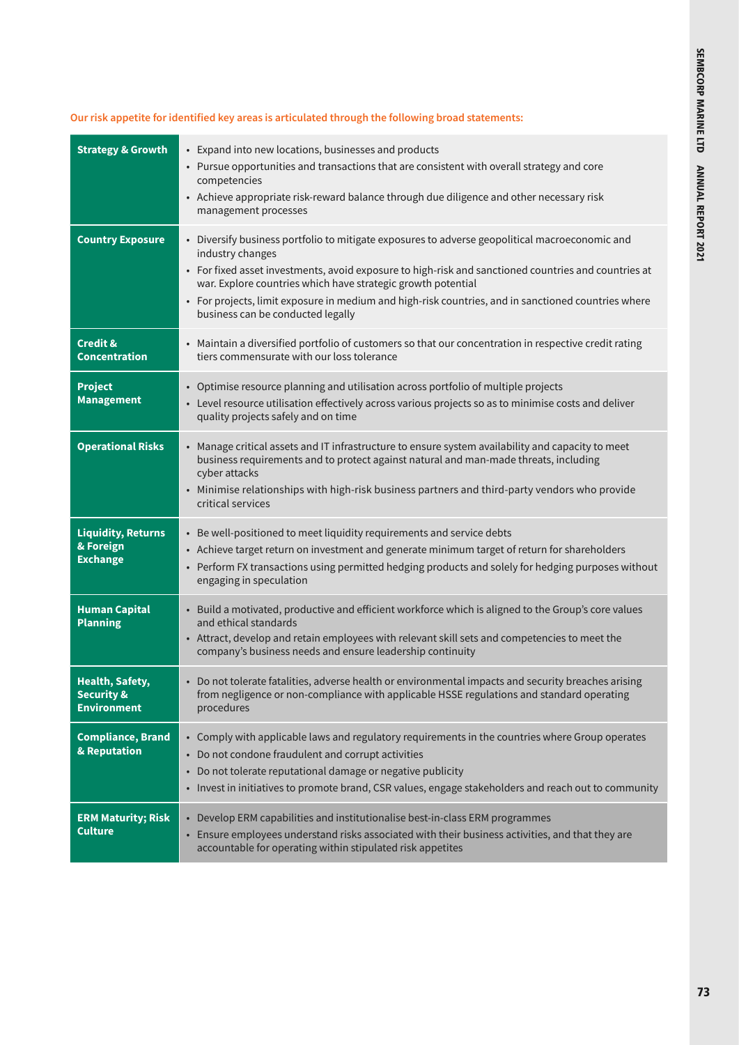**Our risk appetite for identified key areas is articulated through the following broad statements:**

| | |
|---|---|
| **Strategy & Growth** | • Expand into new locations, businesses and products<br>• Pursue opportunities and transactions that are consistent with overall strategy and core competencies<br>• Achieve appropriate risk-reward balance through due diligence and other necessary risk management processes |
| **Country Exposure** | • Diversify business portfolio to mitigate exposures to adverse geopolitical macroeconomic and industry changes<br>• For fixed asset investments, avoid exposure to high-risk and sanctioned countries and countries at war. Explore countries which have strategic growth potential<br>• For projects, limit exposure in medium and high-risk countries, and in sanctioned countries where business can be conducted legally |
| **Credit & Concentration** | • Maintain a diversified portfolio of customers so that our concentration in respective credit rating tiers commensurate with our loss tolerance |
| **Project Management** | • Optimise resource planning and utilisation across portfolio of multiple projects<br>• Level resource utilisation effectively across various projects so as to minimise costs and deliver quality projects safely and on time |
| **Operational Risks** | • Manage critical assets and IT infrastructure to ensure system availability and capacity to meet business requirements and to protect against natural and man-made threats, including cyber attacks<br>• Minimise relationships with high-risk business partners and third-party vendors who provide critical services |
| **Liquidity, Returns & Foreign Exchange** | • Be well-positioned to meet liquidity requirements and service debts<br>• Achieve target return on investment and generate minimum target of return for shareholders<br>• Perform FX transactions using permitted hedging products and solely for hedging purposes without engaging in speculation |
| **Human Capital Planning** | • Build a motivated, productive and efficient workforce which is aligned to the Group's core values and ethical standards<br>• Attract, develop and retain employees with relevant skill sets and competencies to meet the company's business needs and ensure leadership continuity |
| **Health, Safety, Security & Environment** | • Do not tolerate fatalities, adverse health or environmental impacts and security breaches arising from negligence or non-compliance with applicable HSSE regulations and standard operating procedures |
| **Compliance, Brand & Reputation** | • Comply with applicable laws and regulatory requirements in the countries where Group operates<br>• Do not condone fraudulent and corrupt activities<br>• Do not tolerate reputational damage or negative publicity<br>• Invest in initiatives to promote brand, CSR values, engage stakeholders and reach out to community |
| **ERM Maturity; Risk Culture** | • Develop ERM capabilities and institutionalise best-in-class ERM programmes<br>• Ensure employees understand risks associated with their business activities, and that they are accountable for operating within stipulated risk appetites |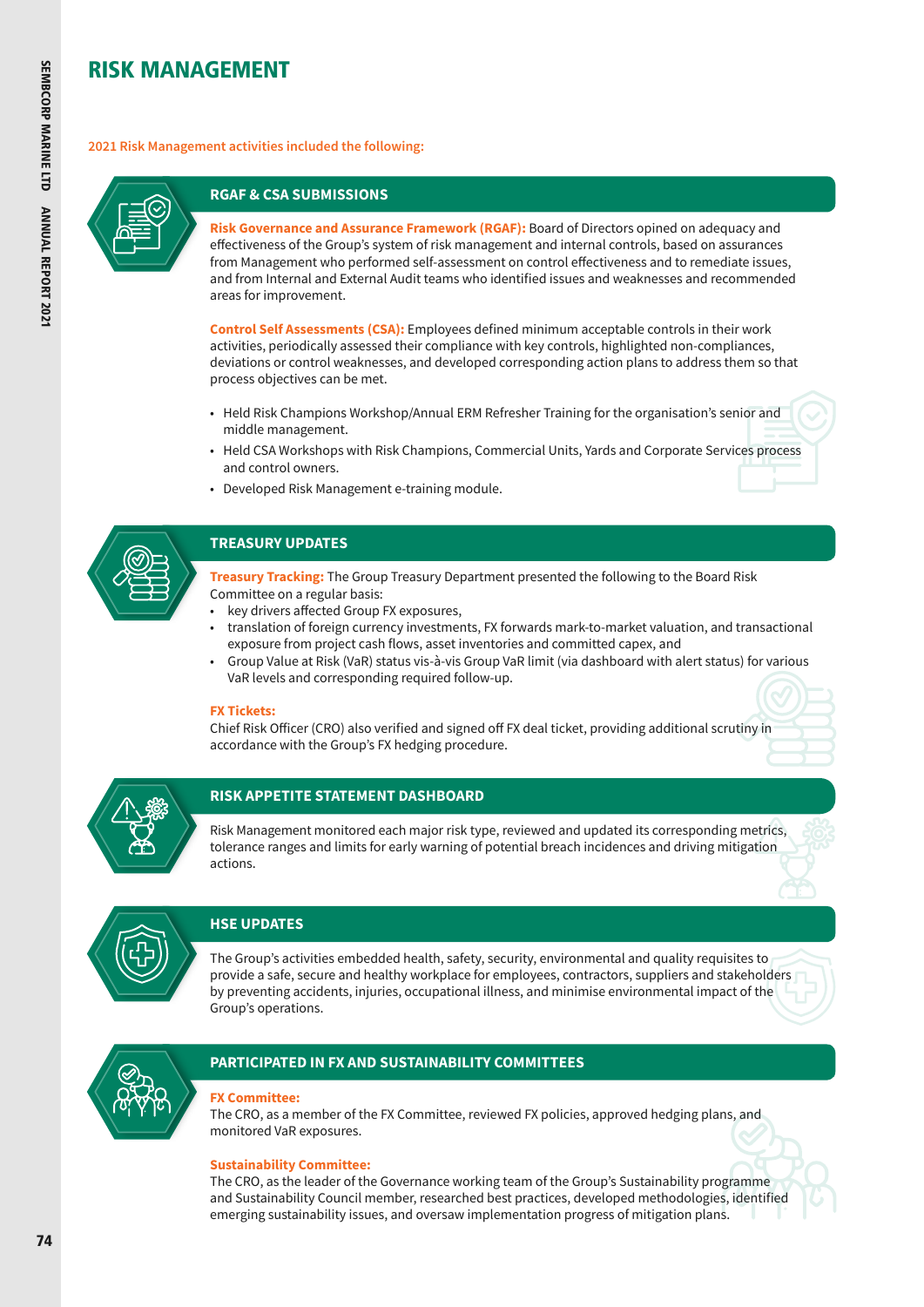# RISK MANAGEMENT

**2021 Risk Management activities included the following:**

## RGAF & CSA SUBMISSIONS

**Risk Governance and Assurance Framework (RGAF):** Board of Directors opined on adequacy and effectiveness of the Group's system of risk management and internal controls, based on assurances from Management who performed self-assessment on control effectiveness and to remediate issues, and from Internal and External Audit teams who identified issues and weaknesses and recommended areas for improvement.

**Control Self Assessments (CSA):** Employees defined minimum acceptable controls in their work activities, periodically assessed their compliance with key controls, highlighted non-compliances, deviations or control weaknesses, and developed corresponding action plans to address them so that process objectives can be met.

- Held Risk Champions Workshop/Annual ERM Refresher Training for the organisation's senior and middle management.
- Held CSA Workshops with Risk Champions, Commercial Units, Yards and Corporate Services process and control owners.
- Developed Risk Management e-training module.

## TREASURY UPDATES

**Treasury Tracking:** The Group Treasury Department presented the following to the Board Risk Committee on a regular basis:

- key drivers affected Group FX exposures,
- translation of foreign currency investments, FX forwards mark-to-market valuation, and transactional exposure from project cash flows, asset inventories and committed capex, and
- Group Value at Risk (VaR) status vis-à-vis Group VaR limit (via dashboard with alert status) for various VaR levels and corresponding required follow-up.

**FX Tickets:**
Chief Risk Officer (CRO) also verified and signed off FX deal ticket, providing additional scrutiny in accordance with the Group's FX hedging procedure.

## RISK APPETITE STATEMENT DASHBOARD

Risk Management monitored each major risk type, reviewed and updated its corresponding metrics, tolerance ranges and limits for early warning of potential breach incidences and driving mitigation actions.

## HSE UPDATES

The Group's activities embedded health, safety, security, environmental and quality requisites to provide a safe, secure and healthy workplace for employees, contractors, suppliers and stakeholders by preventing accidents, injuries, occupational illness, and minimise environmental impact of the Group's operations.

## PARTICIPATED IN FX AND SUSTAINABILITY COMMITTEES

**FX Committee:**
The CRO, as a member of the FX Committee, reviewed FX policies, approved hedging plans, and monitored VaR exposures.

**Sustainability Committee:**
The CRO, as the leader of the Governance working team of the Group's Sustainability programme and Sustainability Council member, researched best practices, developed methodologies, identified emerging sustainability issues, and oversaw implementation progress of mitigation plans.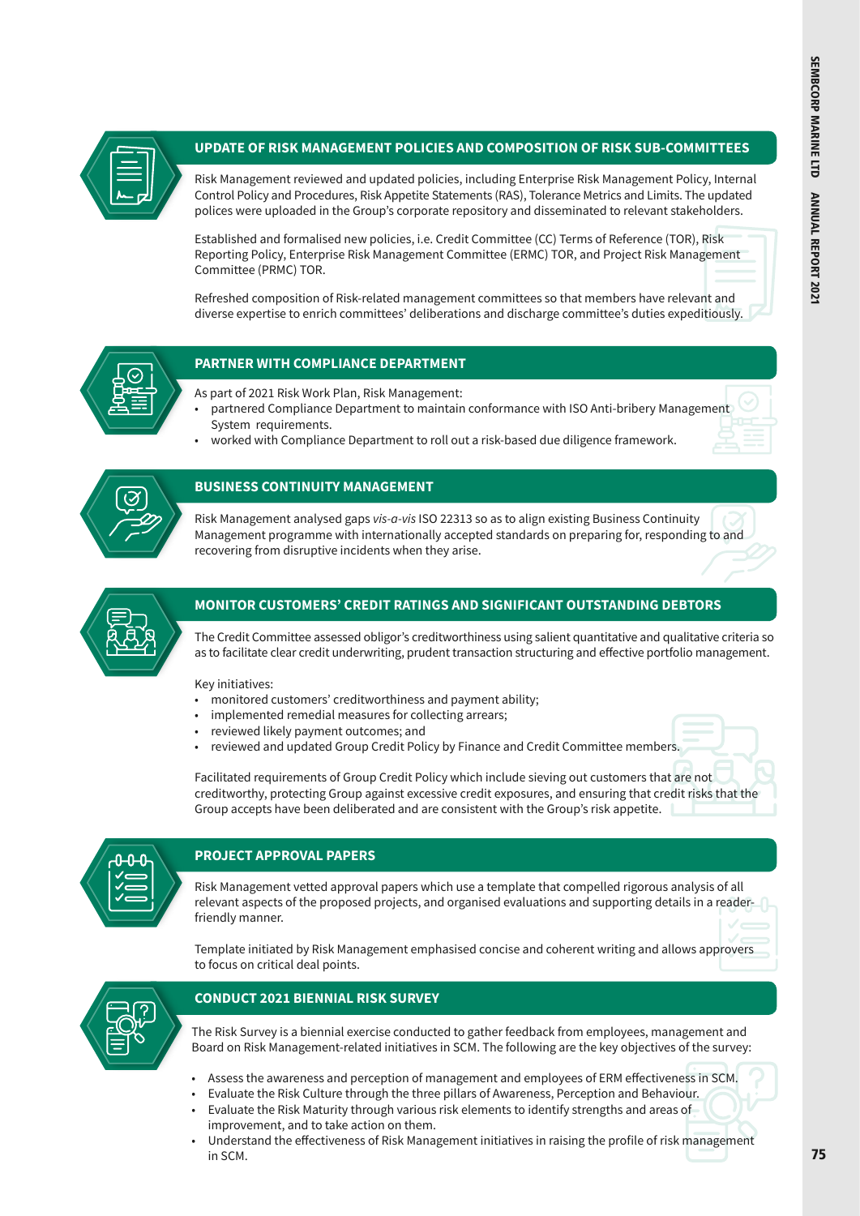## UPDATE OF RISK MANAGEMENT POLICIES AND COMPOSITION OF RISK SUB-COMMITTEES

Risk Management reviewed and updated policies, including Enterprise Risk Management Policy, Internal Control Policy and Procedures, Risk Appetite Statements (RAS), Tolerance Metrics and Limits. The updated polices were uploaded in the Group's corporate repository and disseminated to relevant stakeholders.

Established and formalised new policies, i.e. Credit Committee (CC) Terms of Reference (TOR), Risk Reporting Policy, Enterprise Risk Management Committee (ERMC) TOR, and Project Risk Management Committee (PRMC) TOR.

Refreshed composition of Risk-related management committees so that members have relevant and diverse expertise to enrich committees' deliberations and discharge committee's duties expeditiously.

## PARTNER WITH COMPLIANCE DEPARTMENT

As part of 2021 Risk Work Plan, Risk Management:

- partnered Compliance Department to maintain conformance with ISO Anti-bribery Management System requirements.
- worked with Compliance Department to roll out a risk-based due diligence framework.

## BUSINESS CONTINUITY MANAGEMENT

Risk Management analysed gaps *vis-a-vis* ISO 22313 so as to align existing Business Continuity Management programme with internationally accepted standards on preparing for, responding to and recovering from disruptive incidents when they arise.

## MONITOR CUSTOMERS' CREDIT RATINGS AND SIGNIFICANT OUTSTANDING DEBTORS

The Credit Committee assessed obligor's creditworthiness using salient quantitative and qualitative criteria so as to facilitate clear credit underwriting, prudent transaction structuring and effective portfolio management.

Key initiatives:

- monitored customers' creditworthiness and payment ability;
- implemented remedial measures for collecting arrears;
- reviewed likely payment outcomes; and
- reviewed and updated Group Credit Policy by Finance and Credit Committee members.

Facilitated requirements of Group Credit Policy which include sieving out customers that are not creditworthy, protecting Group against excessive credit exposures, and ensuring that credit risks that the Group accepts have been deliberated and are consistent with the Group's risk appetite.

## PROJECT APPROVAL PAPERS

Risk Management vetted approval papers which use a template that compelled rigorous analysis of all relevant aspects of the proposed projects, and organised evaluations and supporting details in a reader-friendly manner.

Template initiated by Risk Management emphasised concise and coherent writing and allows approvers to focus on critical deal points.

## CONDUCT 2021 BIENNIAL RISK SURVEY

The Risk Survey is a biennial exercise conducted to gather feedback from employees, management and Board on Risk Management-related initiatives in SCM. The following are the key objectives of the survey:

- Assess the awareness and perception of management and employees of ERM effectiveness in SCM.
- Evaluate the Risk Culture through the three pillars of Awareness, Perception and Behaviour.
- Evaluate the Risk Maturity through various risk elements to identify strengths and areas of improvement, and to take action on them.
- Understand the effectiveness of Risk Management initiatives in raising the profile of risk management in SCM.